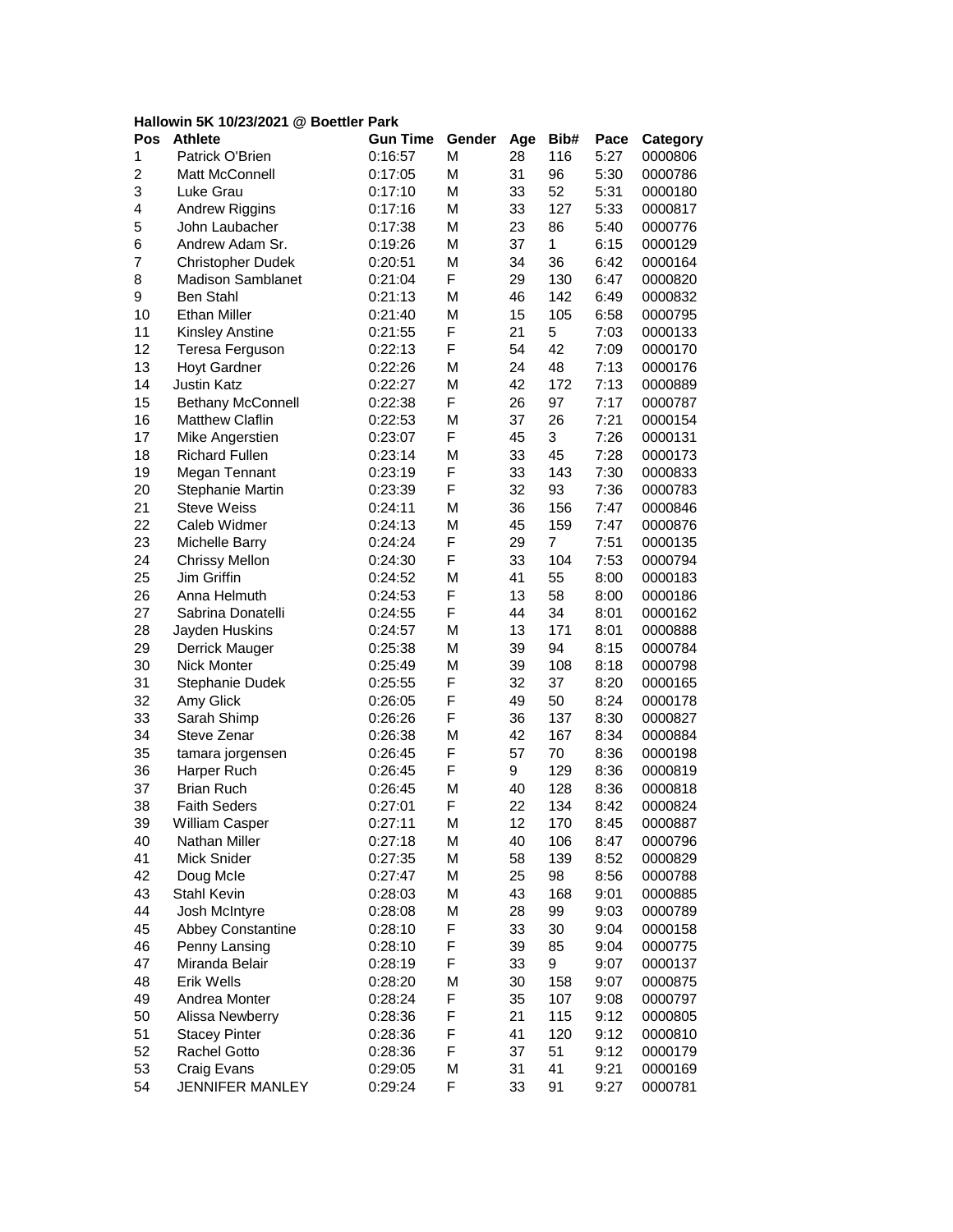**Hallowin 5K 10/23/2021 @ Boettler Park**

| Pos | Athlete | Gun Time | Gender | Age | Bib# | Pace | Category |
|---|---|---|---|---|---|---|---|
| 1 | Patrick O'Brien | 0:16:57 | M | 28 | 116 | 5:27 | 0000806 |
| 2 | Matt McConnell | 0:17:05 | M | 31 | 96 | 5:30 | 0000786 |
| 3 | Luke Grau | 0:17:10 | M | 33 | 52 | 5:31 | 0000180 |
| 4 | Andrew Riggins | 0:17:16 | M | 33 | 127 | 5:33 | 0000817 |
| 5 | John Laubacher | 0:17:38 | M | 23 | 86 | 5:40 | 0000776 |
| 6 | Andrew Adam Sr. | 0:19:26 | M | 37 | 1 | 6:15 | 0000129 |
| 7 | Christopher Dudek | 0:20:51 | M | 34 | 36 | 6:42 | 0000164 |
| 8 | Madison Samblanet | 0:21:04 | F | 29 | 130 | 6:47 | 0000820 |
| 9 | Ben Stahl | 0:21:13 | M | 46 | 142 | 6:49 | 0000832 |
| 10 | Ethan Miller | 0:21:40 | M | 15 | 105 | 6:58 | 0000795 |
| 11 | Kinsley Anstine | 0:21:55 | F | 21 | 5 | 7:03 | 0000133 |
| 12 | Teresa Ferguson | 0:22:13 | F | 54 | 42 | 7:09 | 0000170 |
| 13 | Hoyt Gardner | 0:22:26 | M | 24 | 48 | 7:13 | 0000176 |
| 14 | Justin Katz | 0:22:27 | M | 42 | 172 | 7:13 | 0000889 |
| 15 | Bethany McConnell | 0:22:38 | F | 26 | 97 | 7:17 | 0000787 |
| 16 | Matthew Claflin | 0:22:53 | M | 37 | 26 | 7:21 | 0000154 |
| 17 | Mike Angerstien | 0:23:07 | F | 45 | 3 | 7:26 | 0000131 |
| 18 | Richard Fullen | 0:23:14 | M | 33 | 45 | 7:28 | 0000173 |
| 19 | Megan Tennant | 0:23:19 | F | 33 | 143 | 7:30 | 0000833 |
| 20 | Stephanie Martin | 0:23:39 | F | 32 | 93 | 7:36 | 0000783 |
| 21 | Steve Weiss | 0:24:11 | M | 36 | 156 | 7:47 | 0000846 |
| 22 | Caleb Widmer | 0:24:13 | M | 45 | 159 | 7:47 | 0000876 |
| 23 | Michelle Barry | 0:24:24 | F | 29 | 7 | 7:51 | 0000135 |
| 24 | Chrissy Mellon | 0:24:30 | F | 33 | 104 | 7:53 | 0000794 |
| 25 | Jim Griffin | 0:24:52 | M | 41 | 55 | 8:00 | 0000183 |
| 26 | Anna Helmuth | 0:24:53 | F | 13 | 58 | 8:00 | 0000186 |
| 27 | Sabrina Donatelli | 0:24:55 | F | 44 | 34 | 8:01 | 0000162 |
| 28 | Jayden Huskins | 0:24:57 | M | 13 | 171 | 8:01 | 0000888 |
| 29 | Derrick Mauger | 0:25:38 | M | 39 | 94 | 8:15 | 0000784 |
| 30 | Nick Monter | 0:25:49 | M | 39 | 108 | 8:18 | 0000798 |
| 31 | Stephanie Dudek | 0:25:55 | F | 32 | 37 | 8:20 | 0000165 |
| 32 | Amy Glick | 0:26:05 | F | 49 | 50 | 8:24 | 0000178 |
| 33 | Sarah Shimp | 0:26:26 | F | 36 | 137 | 8:30 | 0000827 |
| 34 | Steve Zenar | 0:26:38 | M | 42 | 167 | 8:34 | 0000884 |
| 35 | tamara jorgensen | 0:26:45 | F | 57 | 70 | 8:36 | 0000198 |
| 36 | Harper Ruch | 0:26:45 | F | 9 | 129 | 8:36 | 0000819 |
| 37 | Brian Ruch | 0:26:45 | M | 40 | 128 | 8:36 | 0000818 |
| 38 | Faith Seders | 0:27:01 | F | 22 | 134 | 8:42 | 0000824 |
| 39 | William Casper | 0:27:11 | M | 12 | 170 | 8:45 | 0000887 |
| 40 | Nathan Miller | 0:27:18 | M | 40 | 106 | 8:47 | 0000796 |
| 41 | Mick Snider | 0:27:35 | M | 58 | 139 | 8:52 | 0000829 |
| 42 | Doug Mcle | 0:27:47 | M | 25 | 98 | 8:56 | 0000788 |
| 43 | Stahl Kevin | 0:28:03 | M | 43 | 168 | 9:01 | 0000885 |
| 44 | Josh McIntyre | 0:28:08 | M | 28 | 99 | 9:03 | 0000789 |
| 45 | Abbey Constantine | 0:28:10 | F | 33 | 30 | 9:04 | 0000158 |
| 46 | Penny Lansing | 0:28:10 | F | 39 | 85 | 9:04 | 0000775 |
| 47 | Miranda Belair | 0:28:19 | F | 33 | 9 | 9:07 | 0000137 |
| 48 | Erik Wells | 0:28:20 | M | 30 | 158 | 9:07 | 0000875 |
| 49 | Andrea Monter | 0:28:24 | F | 35 | 107 | 9:08 | 0000797 |
| 50 | Alissa Newberry | 0:28:36 | F | 21 | 115 | 9:12 | 0000805 |
| 51 | Stacey Pinter | 0:28:36 | F | 41 | 120 | 9:12 | 0000810 |
| 52 | Rachel Gotto | 0:28:36 | F | 37 | 51 | 9:12 | 0000179 |
| 53 | Craig Evans | 0:29:05 | M | 31 | 41 | 9:21 | 0000169 |
| 54 | JENNIFER MANLEY | 0:29:24 | F | 33 | 91 | 9:27 | 0000781 |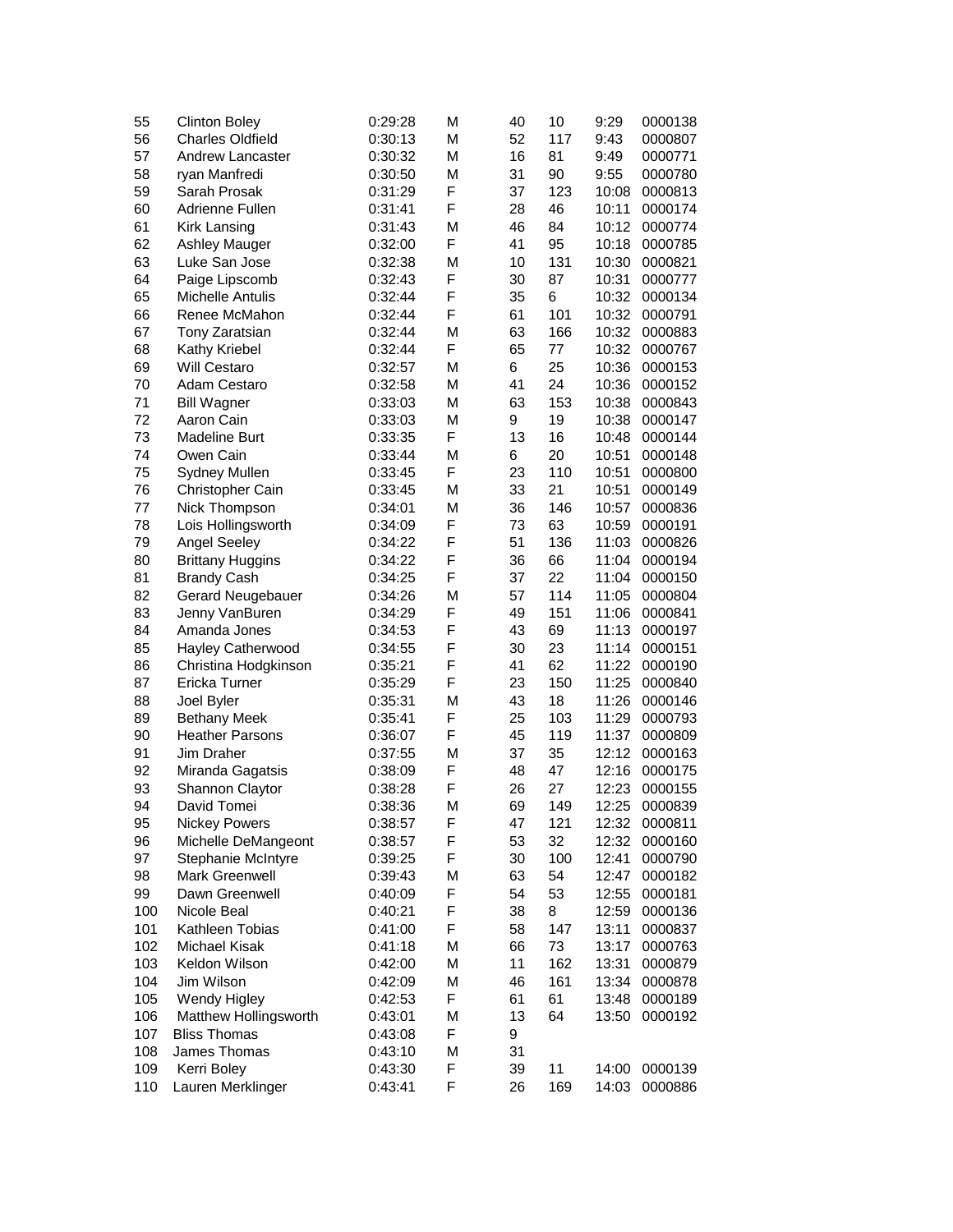| | | | | | | | |
|---|---|---|---|---|---|---|---|
| 55 | Clinton Boley | 0:29:28 | M | 40 | 10 | 9:29 | 0000138 |
| 56 | Charles Oldfield | 0:30:13 | M | 52 | 117 | 9:43 | 0000807 |
| 57 | Andrew Lancaster | 0:30:32 | M | 16 | 81 | 9:49 | 0000771 |
| 58 | ryan Manfredi | 0:30:50 | M | 31 | 90 | 9:55 | 0000780 |
| 59 | Sarah Prosak | 0:31:29 | F | 37 | 123 | 10:08 | 0000813 |
| 60 | Adrienne Fullen | 0:31:41 | F | 28 | 46 | 10:11 | 0000174 |
| 61 | Kirk Lansing | 0:31:43 | M | 46 | 84 | 10:12 | 0000774 |
| 62 | Ashley Mauger | 0:32:00 | F | 41 | 95 | 10:18 | 0000785 |
| 63 | Luke San Jose | 0:32:38 | M | 10 | 131 | 10:30 | 0000821 |
| 64 | Paige Lipscomb | 0:32:43 | F | 30 | 87 | 10:31 | 0000777 |
| 65 | Michelle Antulis | 0:32:44 | F | 35 | 6 | 10:32 | 0000134 |
| 66 | Renee McMahon | 0:32:44 | F | 61 | 101 | 10:32 | 0000791 |
| 67 | Tony Zaratsian | 0:32:44 | M | 63 | 166 | 10:32 | 0000883 |
| 68 | Kathy Kriebel | 0:32:44 | F | 65 | 77 | 10:32 | 0000767 |
| 69 | Will Cestaro | 0:32:57 | M | 6 | 25 | 10:36 | 0000153 |
| 70 | Adam Cestaro | 0:32:58 | M | 41 | 24 | 10:36 | 0000152 |
| 71 | Bill Wagner | 0:33:03 | M | 63 | 153 | 10:38 | 0000843 |
| 72 | Aaron Cain | 0:33:03 | M | 9 | 19 | 10:38 | 0000147 |
| 73 | Madeline Burt | 0:33:35 | F | 13 | 16 | 10:48 | 0000144 |
| 74 | Owen Cain | 0:33:44 | M | 6 | 20 | 10:51 | 0000148 |
| 75 | Sydney Mullen | 0:33:45 | F | 23 | 110 | 10:51 | 0000800 |
| 76 | Christopher Cain | 0:33:45 | M | 33 | 21 | 10:51 | 0000149 |
| 77 | Nick Thompson | 0:34:01 | M | 36 | 146 | 10:57 | 0000836 |
| 78 | Lois Hollingsworth | 0:34:09 | F | 73 | 63 | 10:59 | 0000191 |
| 79 | Angel Seeley | 0:34:22 | F | 51 | 136 | 11:03 | 0000826 |
| 80 | Brittany Huggins | 0:34:22 | F | 36 | 66 | 11:04 | 0000194 |
| 81 | Brandy Cash | 0:34:25 | F | 37 | 22 | 11:04 | 0000150 |
| 82 | Gerard Neugebauer | 0:34:26 | M | 57 | 114 | 11:05 | 0000804 |
| 83 | Jenny VanBuren | 0:34:29 | F | 49 | 151 | 11:06 | 0000841 |
| 84 | Amanda Jones | 0:34:53 | F | 43 | 69 | 11:13 | 0000197 |
| 85 | Hayley Catherwood | 0:34:55 | F | 30 | 23 | 11:14 | 0000151 |
| 86 | Christina Hodgkinson | 0:35:21 | F | 41 | 62 | 11:22 | 0000190 |
| 87 | Ericka Turner | 0:35:29 | F | 23 | 150 | 11:25 | 0000840 |
| 88 | Joel Byler | 0:35:31 | M | 43 | 18 | 11:26 | 0000146 |
| 89 | Bethany Meek | 0:35:41 | F | 25 | 103 | 11:29 | 0000793 |
| 90 | Heather Parsons | 0:36:07 | F | 45 | 119 | 11:37 | 0000809 |
| 91 | Jim Draher | 0:37:55 | M | 37 | 35 | 12:12 | 0000163 |
| 92 | Miranda Gagatsis | 0:38:09 | F | 48 | 47 | 12:16 | 0000175 |
| 93 | Shannon Claytor | 0:38:28 | F | 26 | 27 | 12:23 | 0000155 |
| 94 | David Tomei | 0:38:36 | M | 69 | 149 | 12:25 | 0000839 |
| 95 | Nickey Powers | 0:38:57 | F | 47 | 121 | 12:32 | 0000811 |
| 96 | Michelle DeMangeont | 0:38:57 | F | 53 | 32 | 12:32 | 0000160 |
| 97 | Stephanie McIntyre | 0:39:25 | F | 30 | 100 | 12:41 | 0000790 |
| 98 | Mark Greenwell | 0:39:43 | M | 63 | 54 | 12:47 | 0000182 |
| 99 | Dawn Greenwell | 0:40:09 | F | 54 | 53 | 12:55 | 0000181 |
| 100 | Nicole Beal | 0:40:21 | F | 38 | 8 | 12:59 | 0000136 |
| 101 | Kathleen Tobias | 0:41:00 | F | 58 | 147 | 13:11 | 0000837 |
| 102 | Michael Kisak | 0:41:18 | M | 66 | 73 | 13:17 | 0000763 |
| 103 | Keldon Wilson | 0:42:00 | M | 11 | 162 | 13:31 | 0000879 |
| 104 | Jim Wilson | 0:42:09 | M | 46 | 161 | 13:34 | 0000878 |
| 105 | Wendy Higley | 0:42:53 | F | 61 | 61 | 13:48 | 0000189 |
| 106 | Matthew Hollingsworth | 0:43:01 | M | 13 | 64 | 13:50 | 0000192 |
| 107 | Bliss Thomas | 0:43:08 | F | 9 | | | |
| 108 | James Thomas | 0:43:10 | M | 31 | | | |
| 109 | Kerri Boley | 0:43:30 | F | 39 | 11 | 14:00 | 0000139 |
| 110 | Lauren Merklinger | 0:43:41 | F | 26 | 169 | 14:03 | 0000886 |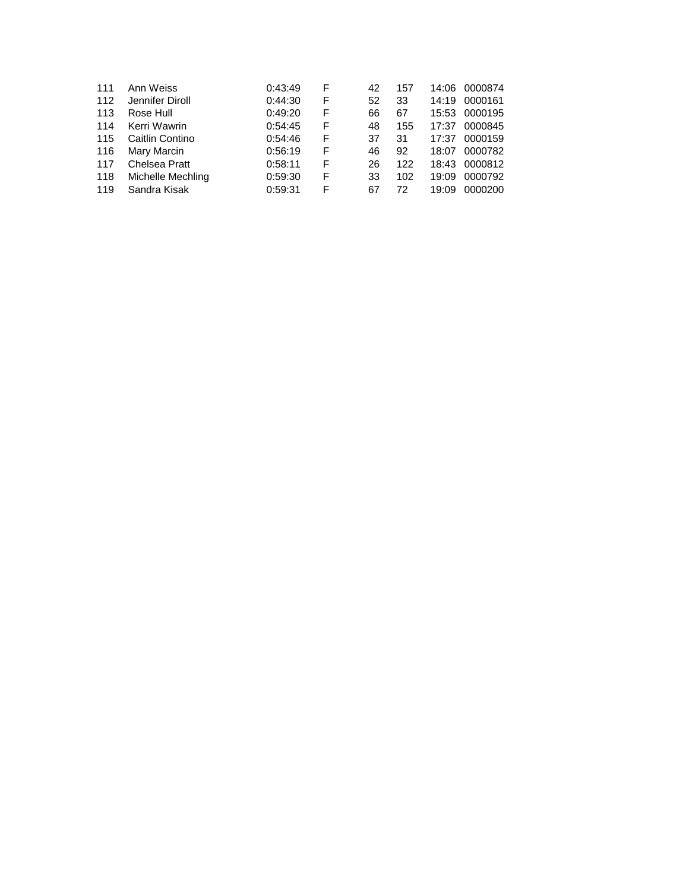| | | | | | | | |
|---|---|---|---|---|---|---|---|
| 111 | Ann Weiss | 0:43:49 | F | 42 | 157 | 14:06 | 0000874 |
| 112 | Jennifer Diroll | 0:44:30 | F | 52 | 33 | 14:19 | 0000161 |
| 113 | Rose Hull | 0:49:20 | F | 66 | 67 | 15:53 | 0000195 |
| 114 | Kerri Wawrin | 0:54:45 | F | 48 | 155 | 17:37 | 0000845 |
| 115 | Caitlin Contino | 0:54:46 | F | 37 | 31 | 17:37 | 0000159 |
| 116 | Mary Marcin | 0:56:19 | F | 46 | 92 | 18:07 | 0000782 |
| 117 | Chelsea Pratt | 0:58:11 | F | 26 | 122 | 18:43 | 0000812 |
| 118 | Michelle Mechling | 0:59:30 | F | 33 | 102 | 19:09 | 0000792 |
| 119 | Sandra Kisak | 0:59:31 | F | 67 | 72 | 19:09 | 0000200 |